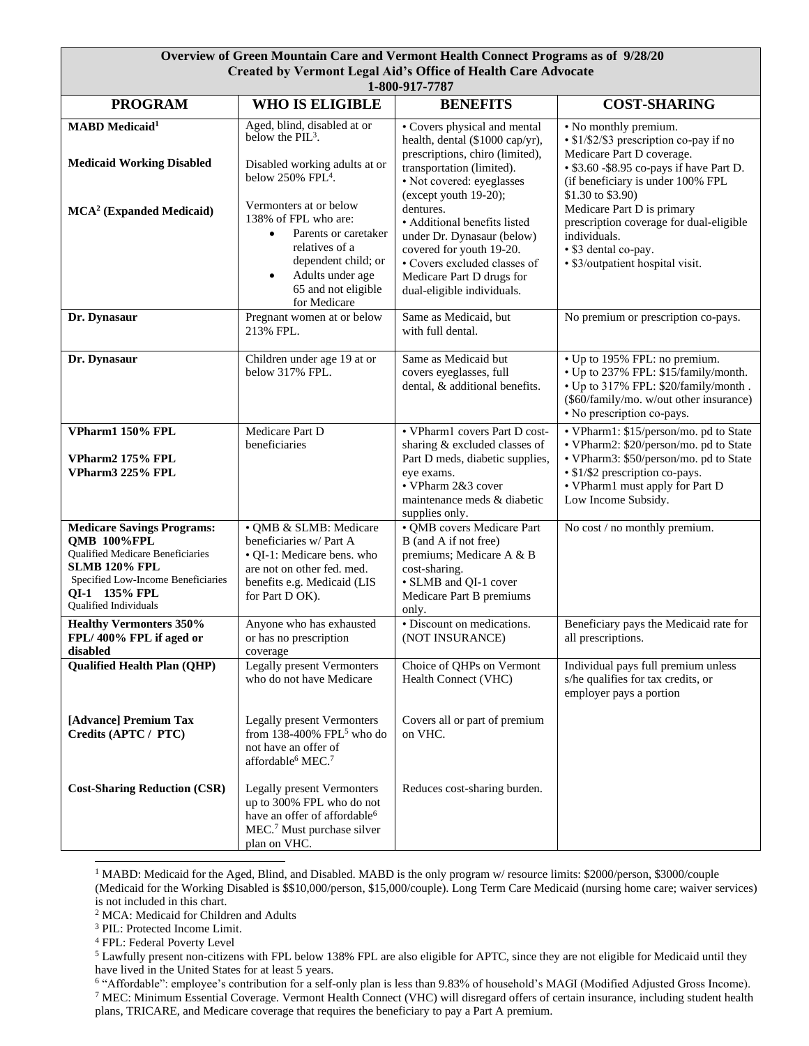**Overview of Green Mountain Care and Vermont Health Connect Programs as of 9/28/20**
**Created by Vermont Legal Aid's Office of Health Care Advocate**
**1-800-917-7787**

| PROGRAM | WHO IS ELIGIBLE | BENEFITS | COST-SHARING |
|---|---|---|---|
| **MABD Medicaid**[1]<br><br>**Medicaid Working Disabled**<br><br>**MCA**[2] **(Expanded Medicaid)** | Aged, blind, disabled at or below the PIL[3].<br><br>Disabled working adults at or below 250% FPL[4].<br><br>Vermonters at or below 138% of FPL who are:<br>• Parents or caretaker relatives of a dependent child; or<br>• Adults under age 65 and not eligible for Medicare | • Covers physical and mental health, dental ($1000 cap/yr), prescriptions, chiro (limited), transportation (limited).<br>• Not covered: eyeglasses (except youth 19-20); dentures.<br>• Additional benefits listed under Dr. Dynasaur (below) covered for youth 19-20.<br>• Covers excluded classes of Medicare Part D drugs for dual-eligible individuals. | • No monthly premium.<br>• $1/$2/$3 prescription co-pay if no Medicare Part D coverage.<br>• $3.60 -$8.95 co-pays if have Part D. (if beneficiary is under 100% FPL $1.30 to $3.90)<br>Medicare Part D is primary prescription coverage for dual-eligible individuals.<br>• $3 dental co-pay.<br>• $3/outpatient hospital visit. |
| **Dr. Dynasaur** | Pregnant women at or below 213% FPL. | Same as Medicaid, but with full dental. | No premium or prescription co-pays. |
| **Dr. Dynasaur** | Children under age 19 at or below 317% FPL. | Same as Medicaid but covers eyeglasses, full dental, & additional benefits. | • Up to 195% FPL: no premium.<br>• Up to 237% FPL: $15/family/month.<br>• Up to 317% FPL: $20/family/month . ($60/family/mo. w/out other insurance)<br>• No prescription co-pays. |
| **VPharm1 150% FPL**<br><br>**VPharm2 175% FPL**<br>**VPharm3 225% FPL** | Medicare Part D beneficiaries | • VPharm1 covers Part D cost-sharing & excluded classes of Part D meds, diabetic supplies, eye exams.<br>• VPharm 2&3 cover maintenance meds & diabetic supplies only. | • VPharm1: $15/person/mo. pd to State<br>• VPharm2: $20/person/mo. pd to State<br>• VPharm3: $50/person/mo. pd to State<br>• $1/$2 prescription co-pays.<br>• VPharm1 must apply for Part D Low Income Subsidy. |
| **Medicare Savings Programs:**<br>**QMB 100%FPL**<br>Qualified Medicare Beneficiaries<br>**SLMB 120% FPL**<br>Specified Low-Income Beneficiaries<br>**QI-1 135% FPL**<br>Qualified Individuals | • QMB & SLMB: Medicare beneficiaries w/ Part A<br>• QI-1: Medicare bens. who are not on other fed. med. benefits e.g. Medicaid (LIS for Part D OK). | • QMB covers Medicare Part B (and A if not free) premiums; Medicare A & B cost-sharing.<br>• SLMB and QI-1 cover Medicare Part B premiums only. | No cost / no monthly premium. |
| **Healthy Vermonters 350% FPL/ 400% FPL if aged or disabled** | Anyone who has exhausted or has no prescription coverage | • Discount on medications. (NOT INSURANCE) | Beneficiary pays the Medicaid rate for all prescriptions. |
| **Qualified Health Plan (QHP)**<br><br>**[Advance] Premium Tax Credits (APTC / PTC)**<br><br>**Cost-Sharing Reduction (CSR)** | Legally present Vermonters who do not have Medicare<br><br>Legally present Vermonters from 138-400% FPL[5] who do not have an offer of affordable[6] MEC.[7]<br><br>Legally present Vermonters up to 300% FPL who do not have an offer of affordable[6] MEC.[7] Must purchase silver plan on VHC. | Choice of QHPs on Vermont Health Connect (VHC)<br><br>Covers all or part of premium on VHC.<br><br>Reduces cost-sharing burden. | Individual pays full premium unless s/he qualifies for tax credits, or employer pays a portion |

[1] MABD: Medicaid for the Aged, Blind, and Disabled. MABD is the only program w/ resource limits: $2000/person, $3000/couple (Medicaid for the Working Disabled is $$10,000/person, $15,000/couple). Long Term Care Medicaid (nursing home care; waiver services) is not included in this chart.

[2] MCA: Medicaid for Children and Adults

[3] PIL: Protected Income Limit.

[4] FPL: Federal Poverty Level

[5] Lawfully present non-citizens with FPL below 138% FPL are also eligible for APTC, since they are not eligible for Medicaid until they have lived in the United States for at least 5 years.

[6] "Affordable": employee's contribution for a self-only plan is less than 9.83% of household's MAGI (Modified Adjusted Gross Income).

[7] MEC: Minimum Essential Coverage. Vermont Health Connect (VHC) will disregard offers of certain insurance, including student health plans, TRICARE, and Medicare coverage that requires the beneficiary to pay a Part A premium.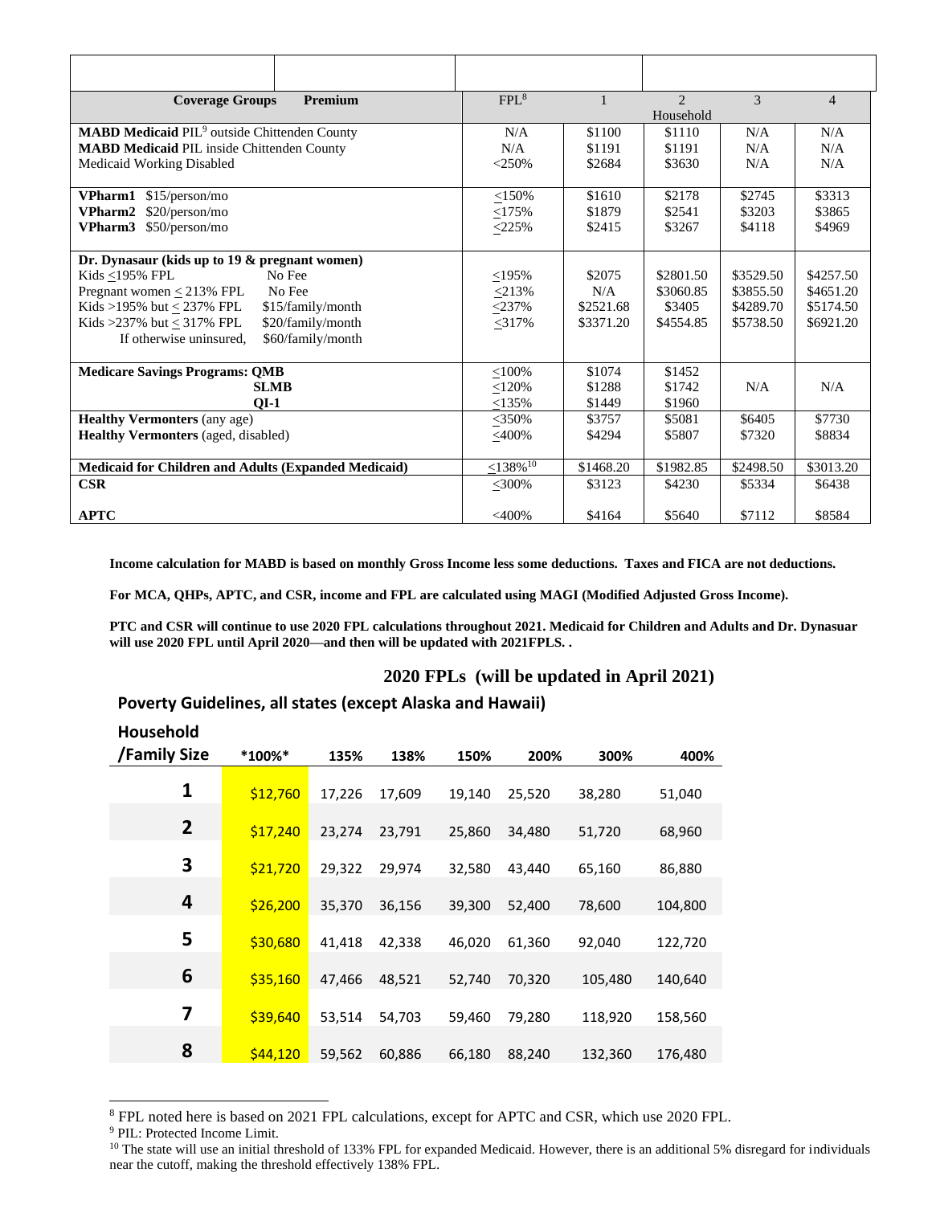| Coverage Groups | Premium | FPL[8] | 1 | 2 Household | 3 | 4 |
|---|---|---|---|---|---|---|
| **MABD Medicaid** PIL[9] outside Chittenden County | | N/A | $1100 | $1110 | N/A | N/A |
| **MABD Medicaid** PIL inside Chittenden County | | N/A | $1191 | $1191 | N/A | N/A |
| Medicaid Working Disabled | | <250% | $2684 | $3630 | N/A | N/A |
| **VPharm1** | $15/person/mo | ≤150% | $1610 | $2178 | $2745 | $3313 |
| **VPharm2** | $20/person/mo | ≤175% | $1879 | $2541 | $3203 | $3865 |
| **VPharm3** | $50/person/mo | ≤225% | $2415 | $3267 | $4118 | $4969 |
| **Dr. Dynasaur (kids up to 19 & pregnant women)** | | | | | | |
| Kids ≤195% FPL | No Fee | ≤195% | $2075 | $2801.50 | $3529.50 | $4257.50 |
| Pregnant women ≤ 213% FPL | No Fee | ≤213% | N/A | $3060.85 | $3855.50 | $4651.20 |
| Kids >195% but ≤ 237% FPL | $15/family/month | ≤237% | $2521.68 | $3405 | $4289.70 | $5174.50 |
| Kids >237% but ≤ 317% FPL | $20/family/month | ≤317% | $3371.20 | $4554.85 | $5738.50 | $6921.20 |
| If otherwise uninsured, | $60/family/month | | | | | |
| **Medicare Savings Programs: QMB** | | ≤100% | $1074 | $1452 | N/A | N/A |
| **SLMB** | | ≤120% | $1288 | $1742 | | |
| **QI-1** | | ≤135% | $1449 | $1960 | | |
| **Healthy Vermonters** (any age) | | ≤350% | $3757 | $5081 | $6405 | $7730 |
| **Healthy Vermonters** (aged, disabled) | | ≤400% | $4294 | $5807 | $7320 | $8834 |
| **Medicaid for Children and Adults (Expanded Medicaid)** | | ≤138%[10] | $1468.20 | $1982.85 | $2498.50 | $3013.20 |
| **CSR** | | ≤300% | $3123 | $4230 | $5334 | $6438 |
| **APTC** | | <400% | $4164 | $5640 | $7112 | $8584 |

**Income calculation for MABD is based on monthly Gross Income less some deductions. Taxes and FICA are not deductions.**

**For MCA, QHPs, APTC, and CSR, income and FPL are calculated using MAGI (Modified Adjusted Gross Income).**

**PTC and CSR will continue to use 2020 FPL calculations throughout 2021. Medicaid for Children and Adults and Dr. Dynasuar will use 2020 FPL until April 2020—and then will be updated with 2021FPLS. .**

## 2020 FPLs (will be updated in April 2021)

### Poverty Guidelines, all states (except Alaska and Hawaii)

| Household /Family Size | *100%* | 135% | 138% | 150% | 200% | 300% | 400% |
|---|---|---|---|---|---|---|---|
| 1 | $12,760 | 17,226 | 17,609 | 19,140 | 25,520 | 38,280 | 51,040 |
| 2 | $17,240 | 23,274 | 23,791 | 25,860 | 34,480 | 51,720 | 68,960 |
| 3 | $21,720 | 29,322 | 29,974 | 32,580 | 43,440 | 65,160 | 86,880 |
| 4 | $26,200 | 35,370 | 36,156 | 39,300 | 52,400 | 78,600 | 104,800 |
| 5 | $30,680 | 41,418 | 42,338 | 46,020 | 61,360 | 92,040 | 122,720 |
| 6 | $35,160 | 47,466 | 48,521 | 52,740 | 70,320 | 105,480 | 140,640 |
| 7 | $39,640 | 53,514 | 54,703 | 59,460 | 79,280 | 118,920 | 158,560 |
| 8 | $44,120 | 59,562 | 60,886 | 66,180 | 88,240 | 132,360 | 176,480 |

[8] FPL noted here is based on 2021 FPL calculations, except for APTC and CSR, which use 2020 FPL.

[9] PIL: Protected Income Limit.

[10] The state will use an initial threshold of 133% FPL for expanded Medicaid. However, there is an additional 5% disregard for individuals near the cutoff, making the threshold effectively 138% FPL.